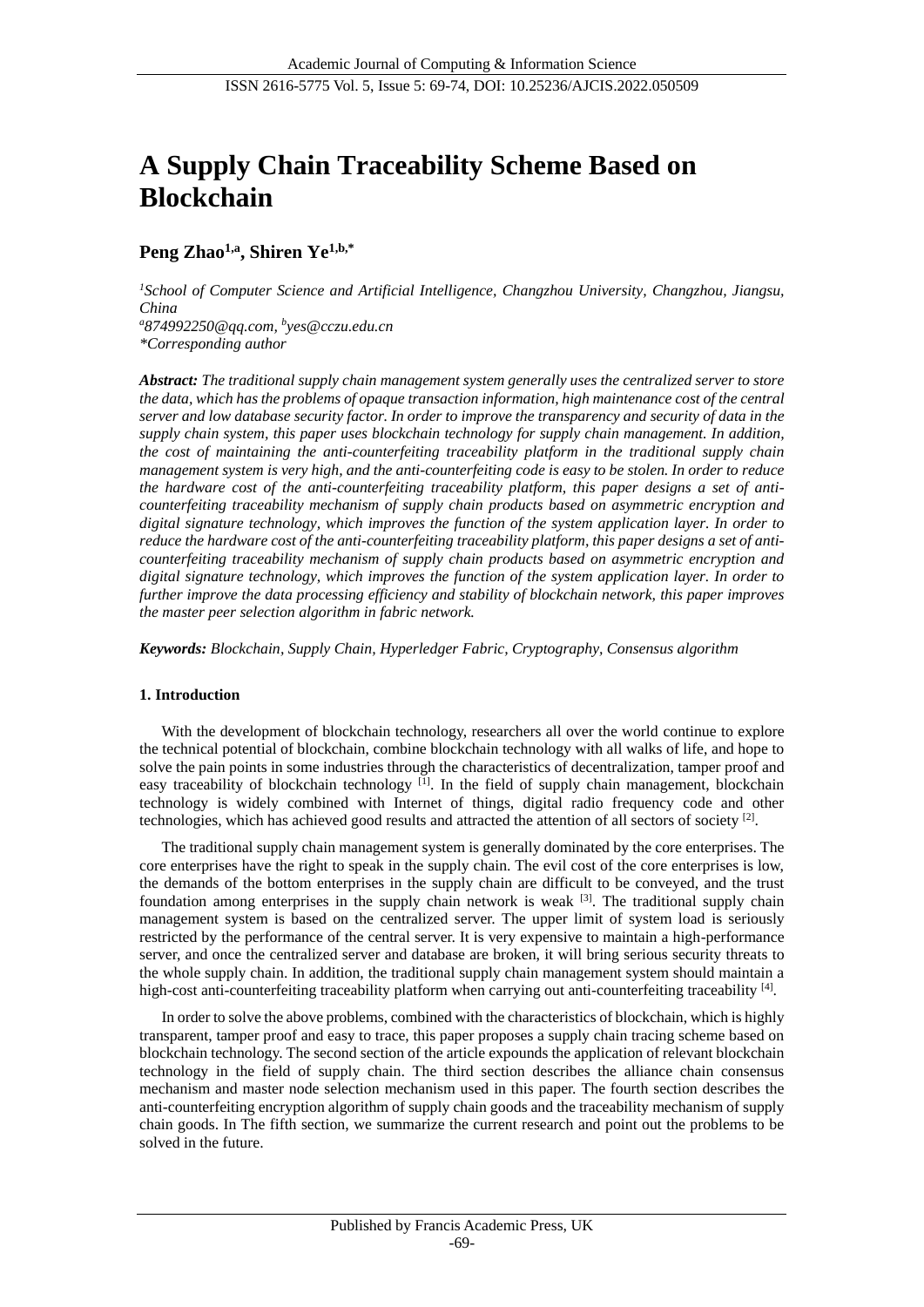# A Supply Chain Traceability Scheme Based on Blockchain

**Peng Zhao[1,a], Shiren Ye[1,b,*]**

*[1]School of Computer Science and Artificial Intelligence, Changzhou University, Changzhou, Jiangsu, China*
*[a]874992250@qq.com, [b]yes@cczu.edu.cn*
*\*Corresponding author*

***Abstract:** The traditional supply chain management system generally uses the centralized server to store the data, which has the problems of opaque transaction information, high maintenance cost of the central server and low database security factor. In order to improve the transparency and security of data in the supply chain system, this paper uses blockchain technology for supply chain management. In addition, the cost of maintaining the anti-counterfeiting traceability platform in the traditional supply chain management system is very high, and the anti-counterfeiting code is easy to be stolen. In order to reduce the hardware cost of the anti-counterfeiting traceability platform, this paper designs a set of anti-counterfeiting traceability mechanism of supply chain products based on asymmetric encryption and digital signature technology, which improves the function of the system application layer. In order to reduce the hardware cost of the anti-counterfeiting traceability platform, this paper designs a set of anti-counterfeiting traceability mechanism of supply chain products based on asymmetric encryption and digital signature technology, which improves the function of the system application layer. In order to further improve the data processing efficiency and stability of blockchain network, this paper improves the master peer selection algorithm in fabric network.*

***Keywords:** Blockchain, Supply Chain, Hyperledger Fabric, Cryptography, Consensus algorithm*

## 1. Introduction

With the development of blockchain technology, researchers all over the world continue to explore the technical potential of blockchain, combine blockchain technology with all walks of life, and hope to solve the pain points in some industries through the characteristics of decentralization, tamper proof and easy traceability of blockchain technology [1]. In the field of supply chain management, blockchain technology is widely combined with Internet of things, digital radio frequency code and other technologies, which has achieved good results and attracted the attention of all sectors of society [2].

The traditional supply chain management system is generally dominated by the core enterprises. The core enterprises have the right to speak in the supply chain. The evil cost of the core enterprises is low, the demands of the bottom enterprises in the supply chain are difficult to be conveyed, and the trust foundation among enterprises in the supply chain network is weak [3]. The traditional supply chain management system is based on the centralized server. The upper limit of system load is seriously restricted by the performance of the central server. It is very expensive to maintain a high-performance server, and once the centralized server and database are broken, it will bring serious security threats to the whole supply chain. In addition, the traditional supply chain management system should maintain a high-cost anti-counterfeiting traceability platform when carrying out anti-counterfeiting traceability [4].

In order to solve the above problems, combined with the characteristics of blockchain, which is highly transparent, tamper proof and easy to trace, this paper proposes a supply chain tracing scheme based on blockchain technology. The second section of the article expounds the application of relevant blockchain technology in the field of supply chain. The third section describes the alliance chain consensus mechanism and master node selection mechanism used in this paper. The fourth section describes the anti-counterfeiting encryption algorithm of supply chain goods and the traceability mechanism of supply chain goods. In The fifth section, we summarize the current research and point out the problems to be solved in the future.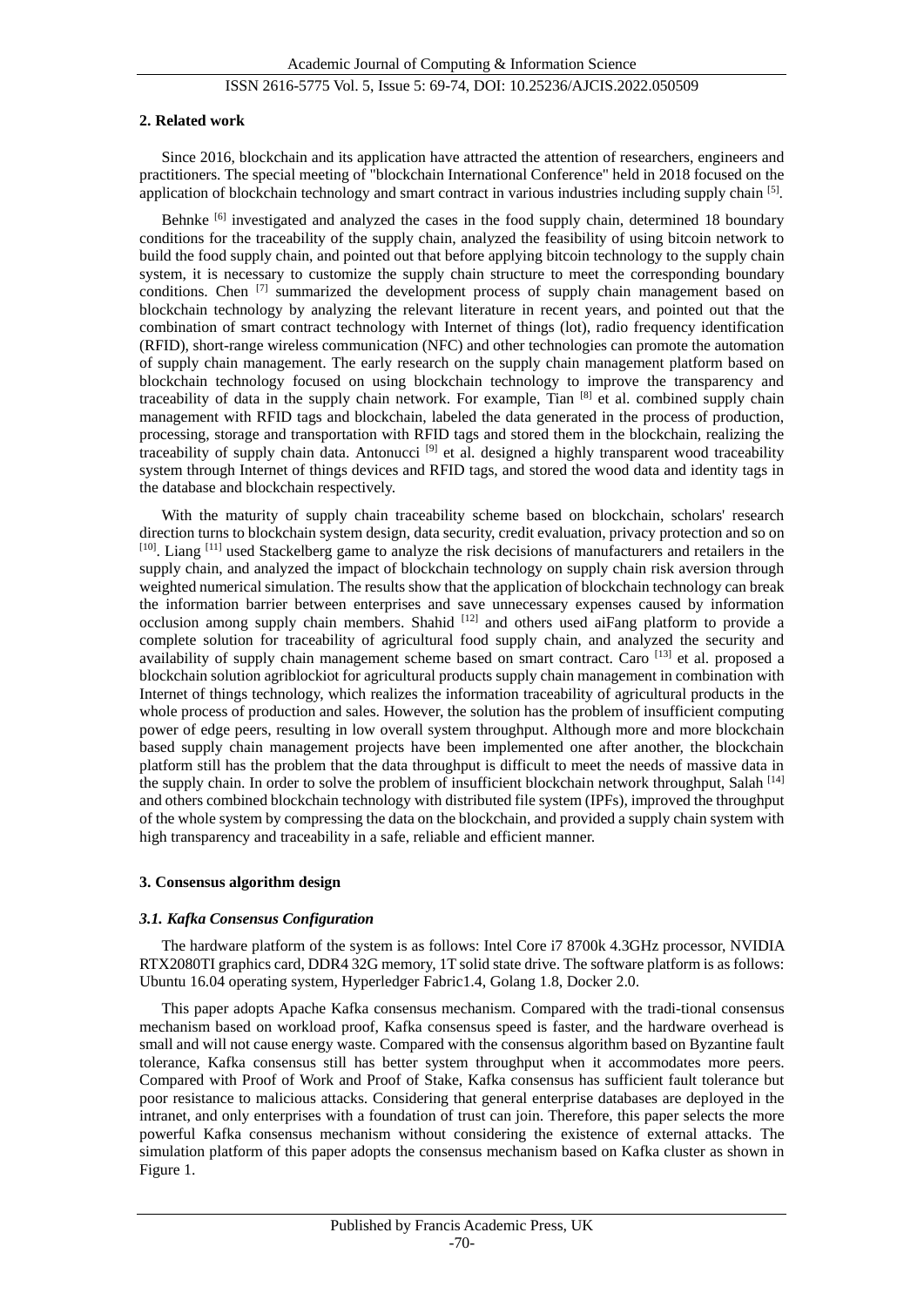## 2. Related work

Since 2016, blockchain and its application have attracted the attention of researchers, engineers and practitioners. The special meeting of "blockchain International Conference" held in 2018 focused on the application of blockchain technology and smart contract in various industries including supply chain [5].

Behnke [6] investigated and analyzed the cases in the food supply chain, determined 18 boundary conditions for the traceability of the supply chain, analyzed the feasibility of using bitcoin network to build the food supply chain, and pointed out that before applying bitcoin technology to the supply chain system, it is necessary to customize the supply chain structure to meet the corresponding boundary conditions. Chen [7] summarized the development process of supply chain management based on blockchain technology by analyzing the relevant literature in recent years, and pointed out that the combination of smart contract technology with Internet of things (lot), radio frequency identification (RFID), short-range wireless communication (NFC) and other technologies can promote the automation of supply chain management. The early research on the supply chain management platform based on blockchain technology focused on using blockchain technology to improve the transparency and traceability of data in the supply chain network. For example, Tian [8] et al. combined supply chain management with RFID tags and blockchain, labeled the data generated in the process of production, processing, storage and transportation with RFID tags and stored them in the blockchain, realizing the traceability of supply chain data. Antonucci [9] et al. designed a highly transparent wood traceability system through Internet of things devices and RFID tags, and stored the wood data and identity tags in the database and blockchain respectively.

With the maturity of supply chain traceability scheme based on blockchain, scholars' research direction turns to blockchain system design, data security, credit evaluation, privacy protection and so on [10]. Liang [11] used Stackelberg game to analyze the risk decisions of manufacturers and retailers in the supply chain, and analyzed the impact of blockchain technology on supply chain risk aversion through weighted numerical simulation. The results show that the application of blockchain technology can break the information barrier between enterprises and save unnecessary expenses caused by information occlusion among supply chain members. Shahid [12] and others used aiFang platform to provide a complete solution for traceability of agricultural food supply chain, and analyzed the security and availability of supply chain management scheme based on smart contract. Caro [13] et al. proposed a blockchain solution agriblockiot for agricultural products supply chain management in combination with Internet of things technology, which realizes the information traceability of agricultural products in the whole process of production and sales. However, the solution has the problem of insufficient computing power of edge peers, resulting in low overall system throughput. Although more and more blockchain based supply chain management projects have been implemented one after another, the blockchain platform still has the problem that the data throughput is difficult to meet the needs of massive data in the supply chain. In order to solve the problem of insufficient blockchain network throughput, Salah [14] and others combined blockchain technology with distributed file system (IPFs), improved the throughput of the whole system by compressing the data on the blockchain, and provided a supply chain system with high transparency and traceability in a safe, reliable and efficient manner.

## 3. Consensus algorithm design

### *3.1. Kafka Consensus Configuration*

The hardware platform of the system is as follows: Intel Core i7 8700k 4.3GHz processor, NVIDIA RTX2080TI graphics card, DDR4 32G memory, 1T solid state drive. The software platform is as follows: Ubuntu 16.04 operating system, Hyperledger Fabric1.4, Golang 1.8, Docker 2.0.

This paper adopts Apache Kafka consensus mechanism. Compared with the tradi-tional consensus mechanism based on workload proof, Kafka consensus speed is faster, and the hardware overhead is small and will not cause energy waste. Compared with the consensus algorithm based on Byzantine fault tolerance, Kafka consensus still has better system throughput when it accommodates more peers. Compared with Proof of Work and Proof of Stake, Kafka consensus has sufficient fault tolerance but poor resistance to malicious attacks. Considering that general enterprise databases are deployed in the intranet, and only enterprises with a foundation of trust can join. Therefore, this paper selects the more powerful Kafka consensus mechanism without considering the existence of external attacks. The simulation platform of this paper adopts the consensus mechanism based on Kafka cluster as shown in Figure 1.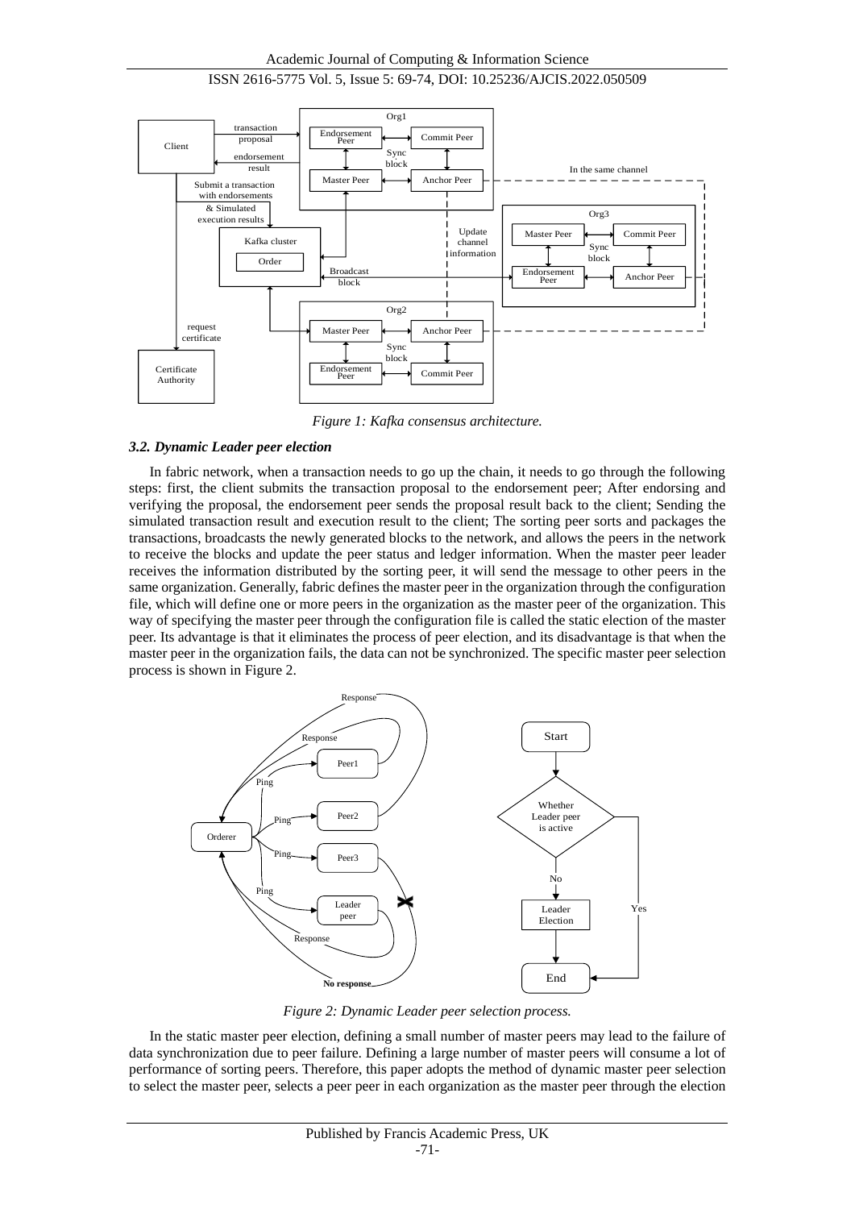*Figure 1: Kafka consensus architecture.*

### *3.2. Dynamic Leader peer election*

In fabric network, when a transaction needs to go up the chain, it needs to go through the following steps: first, the client submits the transaction proposal to the endorsement peer; After endorsing and verifying the proposal, the endorsement peer sends the proposal result back to the client; Sending the simulated transaction result and execution result to the client; The sorting peer sorts and packages the transactions, broadcasts the newly generated blocks to the network, and allows the peers in the network to receive the blocks and update the peer status and ledger information. When the master peer leader receives the information distributed by the sorting peer, it will send the message to other peers in the same organization. Generally, fabric defines the master peer in the organization through the configuration file, which will define one or more peers in the organization as the master peer of the organization. This way of specifying the master peer through the configuration file is called the static election of the master peer. Its advantage is that it eliminates the process of peer election, and its disadvantage is that when the master peer in the organization fails, the data can not be synchronized. The specific master peer selection process is shown in Figure 2.

*Figure 2: Dynamic Leader peer selection process.*

In the static master peer election, defining a small number of master peers may lead to the failure of data synchronization due to peer failure. Defining a large number of master peers will consume a lot of performance of sorting peers. Therefore, this paper adopts the method of dynamic master peer selection to select the master peer, selects a peer peer in each organization as the master peer through the election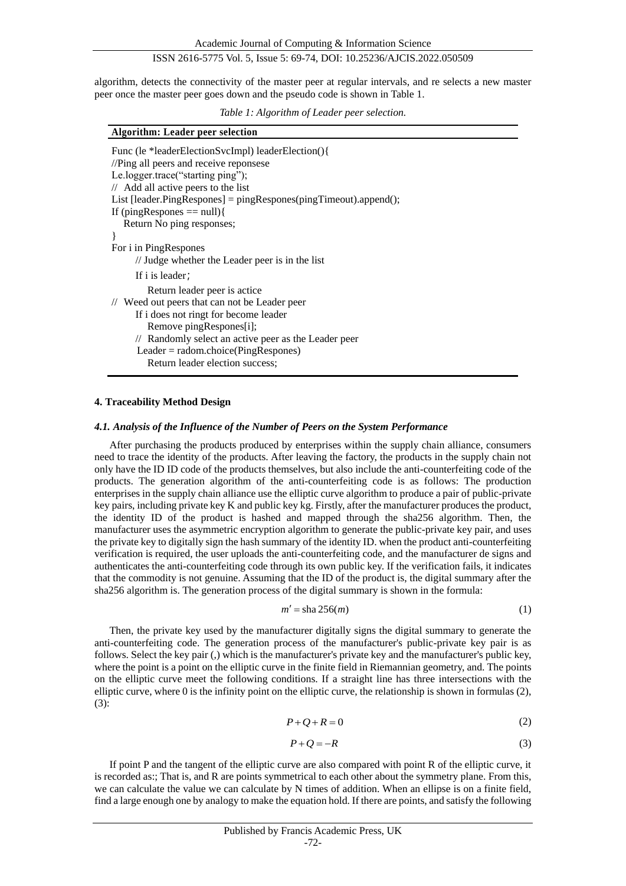algorithm, detects the connectivity of the master peer at regular intervals, and re selects a new master peer once the master peer goes down and the pseudo code is shown in Table 1.

*Table 1: Algorithm of Leader peer selection.*

**Algorithm: Leader peer selection**

```
Func (le *leaderElectionSvcImpl) leaderElection(){
//Ping all peers and receive reponsese
Le.logger.trace("starting ping");
// Add all active peers to the list
List [leader.PingRespones] = pingRespones(pingTimeout).append();
If (pingRespones == null){
   Return No ping responses;
}
For i in PingRespones
      // Judge whether the Leader peer is in the list
      If i is leader;
         Return leader peer is actice
// Weed out peers that can not be Leader peer
      If i does not ringt for become leader
         Remove pingRespones[i];
      // Randomly select an active peer as the Leader peer
      Leader = radom.choice(PingRespones)
         Return leader election success;
```

## 4. Traceability Method Design

### *4.1. Analysis of the Influence of the Number of Peers on the System Performance*

After purchasing the products produced by enterprises within the supply chain alliance, consumers need to trace the identity of the products. After leaving the factory, the products in the supply chain not only have the ID ID code of the products themselves, but also include the anti-counterfeiting code of the products. The generation algorithm of the anti-counterfeiting code is as follows: The production enterprises in the supply chain alliance use the elliptic curve algorithm to produce a pair of public-private key pairs, including private key K and public key kg. Firstly, after the manufacturer produces the product, the identity ID of the product is hashed and mapped through the sha256 algorithm. Then, the manufacturer uses the asymmetric encryption algorithm to generate the public-private key pair, and uses the private key to digitally sign the hash summary of the identity ID. when the product anti-counterfeiting verification is required, the user uploads the anti-counterfeiting code, and the manufacturer de signs and authenticates the anti-counterfeiting code through its own public key. If the verification fails, it indicates that the commodity is not genuine. Assuming that the ID of the product is, the digital summary after the sha256 algorithm is. The generation process of the digital summary is shown in the formula:

$$m' = \text{sha}\,256(m) \tag{1}$$

Then, the private key used by the manufacturer digitally signs the digital summary to generate the anti-counterfeiting code. The generation process of the manufacturer's public-private key pair is as follows. Select the key pair (,) which is the manufacturer's private key and the manufacturer's public key, where the point is a point on the elliptic curve in the finite field in Riemannian geometry, and. The points on the elliptic curve meet the following conditions. If a straight line has three intersections with the elliptic curve, where 0 is the infinity point on the elliptic curve, the relationship is shown in formulas (2), (3):

$$P + Q + R = 0 \tag{2}$$

$$P + Q = -R \tag{3}$$

If point P and the tangent of the elliptic curve are also compared with point R of the elliptic curve, it is recorded as:; That is, and R are points symmetrical to each other about the symmetry plane. From this, we can calculate the value we can calculate by N times of addition. When an ellipse is on a finite field, find a large enough one by analogy to make the equation hold. If there are points, and satisfy the following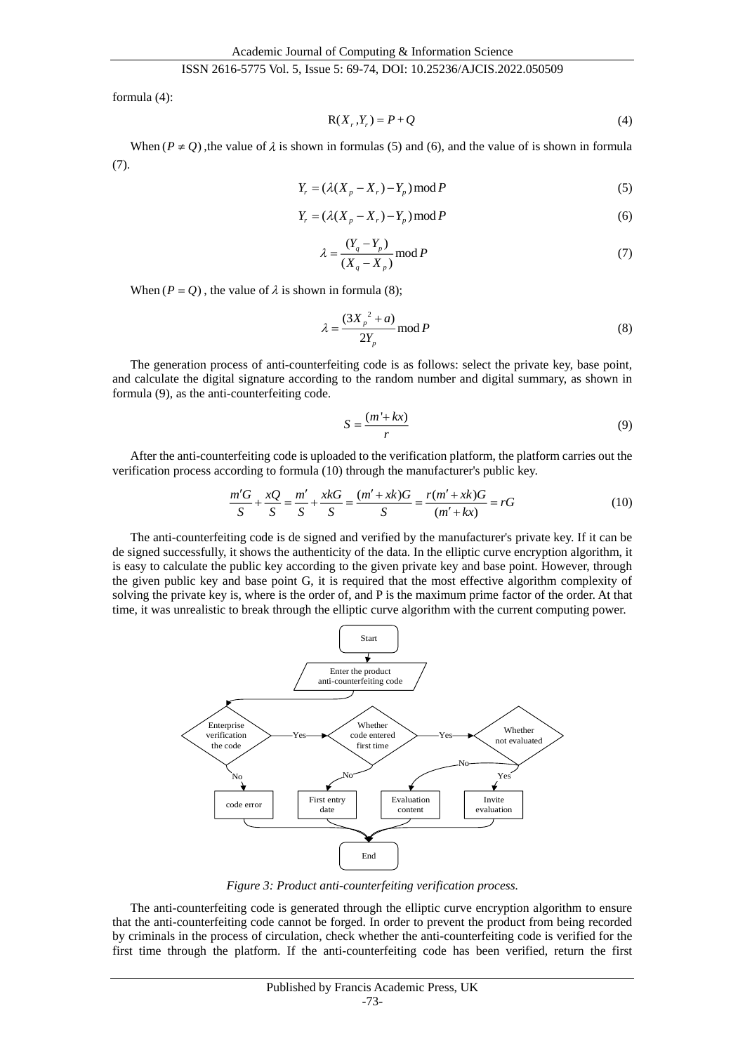formula (4):

$$R(X_r, Y_r) = P + Q \tag{4}$$

When $(P \neq Q)$ ,the value of $\lambda$ is shown in formulas (5) and (6), and the value of is shown in formula (7).

$$Y_r = (\lambda(X_p - X_r) - Y_p) \bmod P \tag{5}$$

$$Y_r = (\lambda(X_p - X_r) - Y_p) \bmod P \tag{6}$$

$$\lambda = \frac{(Y_q - Y_p)}{(X_q - X_p)} \bmod P \tag{7}$$

When $(P = Q)$ , the value of $\lambda$ is shown in formula (8);

$$\lambda = \frac{(3X_p^{\ 2} + a)}{2Y_p} \bmod P \tag{8}$$

The generation process of anti-counterfeiting code is as follows: select the private key, base point, and calculate the digital signature according to the random number and digital summary, as shown in formula (9), as the anti-counterfeiting code.

$$S = \frac{(m' + kx)}{r} \tag{9}$$

After the anti-counterfeiting code is uploaded to the verification platform, the platform carries out the verification process according to formula (10) through the manufacturer's public key.

$$\frac{m'G}{S} + \frac{xQ}{S} = \frac{m'}{S} + \frac{xkG}{S} = \frac{(m' + xk)G}{S} = \frac{r(m' + xk)G}{(m' + kx)} = rG \tag{10}$$

The anti-counterfeiting code is de signed and verified by the manufacturer's private key. If it can be de signed successfully, it shows the authenticity of the data. In the elliptic curve encryption algorithm, it is easy to calculate the public key according to the given private key and base point. However, through the given public key and base point G, it is required that the most effective algorithm complexity of solving the private key is, where is the order of, and P is the maximum prime factor of the order. At that time, it was unrealistic to break through the elliptic curve algorithm with the current computing power.

*Figure 3: Product anti-counterfeiting verification process.*

The anti-counterfeiting code is generated through the elliptic curve encryption algorithm to ensure that the anti-counterfeiting code cannot be forged. In order to prevent the product from being recorded by criminals in the process of circulation, check whether the anti-counterfeiting code is verified for the first time through the platform. If the anti-counterfeiting code has been verified, return the first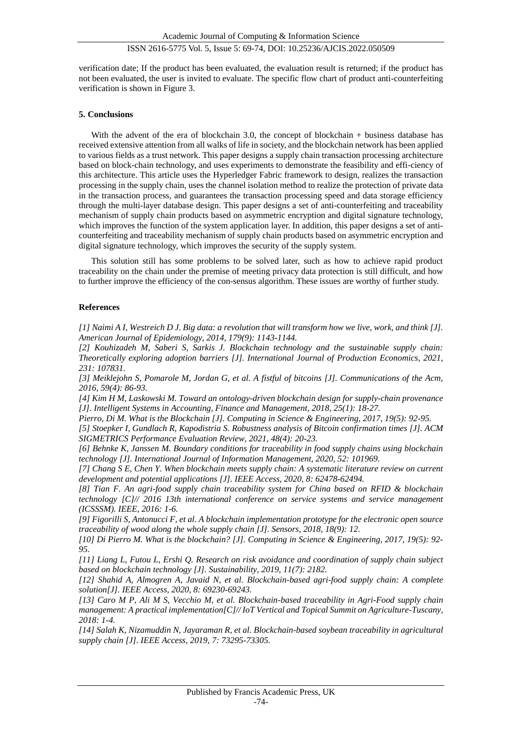verification date; If the product has been evaluated, the evaluation result is returned; if the product has not been evaluated, the user is invited to evaluate. The specific flow chart of product anti-counterfeiting verification is shown in Figure 3.

## 5. Conclusions

With the advent of the era of blockchain 3.0, the concept of blockchain + business database has received extensive attention from all walks of life in society, and the blockchain network has been applied to various fields as a trust network. This paper designs a supply chain transaction processing architecture based on block-chain technology, and uses experiments to demonstrate the feasibility and effi-ciency of this architecture. This article uses the Hyperledger Fabric framework to design, realizes the transaction processing in the supply chain, uses the channel isolation method to realize the protection of private data in the transaction process, and guarantees the transaction processing speed and data storage efficiency through the multi-layer database design. This paper designs a set of anti-counterfeiting and traceability mechanism of supply chain products based on asymmetric encryption and digital signature technology, which improves the function of the system application layer. In addition, this paper designs a set of anti-counterfeiting and traceability mechanism of supply chain products based on asymmetric encryption and digital signature technology, which improves the security of the supply system.

This solution still has some problems to be solved later, such as how to achieve rapid product traceability on the chain under the premise of meeting privacy data protection is still difficult, and how to further improve the efficiency of the con-sensus algorithm. These issues are worthy of further study.

## References

*[1] Naimi A I, Westreich D J. Big data: a revolution that will transform how we live, work, and think [J]. American Journal of Epidemiology, 2014, 179(9): 1143-1144.*

*[2] Kouhizadeh M, Saberi S, Sarkis J. Blockchain technology and the sustainable supply chain: Theoretically exploring adoption barriers [J]. International Journal of Production Economics, 2021, 231: 107831.*

*[3] Meiklejohn S, Pomarole M, Jordan G, et al. A fistful of bitcoins [J]. Communications of the Acm, 2016, 59(4): 86-93.*

*[4] Kim H M, Laskowski M. Toward an ontology-driven blockchain design for supply-chain provenance [J]. Intelligent Systems in Accounting, Finance and Management, 2018, 25(1): 18-27.*

*Pierro, Di M. What is the Blockchain [J]. Computing in Science & Engineering, 2017, 19(5): 92-95.*

*[5] Stoepker I, Gundlach R, Kapodistria S. Robustness analysis of Bitcoin confirmation times [J]. ACM SIGMETRICS Performance Evaluation Review, 2021, 48(4): 20-23.*

*[6] Behnke K, Janssen M. Boundary conditions for traceability in food supply chains using blockchain technology [J]. International Journal of Information Management, 2020, 52: 101969.*

*[7] Chang S E, Chen Y. When blockchain meets supply chain: A systematic literature review on current development and potential applications [J]. IEEE Access, 2020, 8: 62478-62494.*

*[8] Tian F. An agri-food supply chain traceability system for China based on RFID & blockchain technology [C]// 2016 13th international conference on service systems and service management (ICSSSM). IEEE, 2016: 1-6.*

*[9] Figorilli S, Antonucci F, et al. A blockchain implementation prototype for the electronic open source traceability of wood along the whole supply chain [J]. Sensors, 2018, 18(9): 12.*

*[10] Di Pierro M. What is the blockchain? [J]. Computing in Science & Engineering, 2017, 19(5): 92-95.*

*[11] Liang L, Futou L, Ershi Q. Research on risk avoidance and coordination of supply chain subject based on blockchain technology [J]. Sustainability, 2019, 11(7): 2182.*

*[12] Shahid A, Almogren A, Javaid N, et al. Blockchain-based agri-food supply chain: A complete solution[J]. IEEE Access, 2020, 8: 69230-69243.*

*[13] Caro M P, Ali M S, Vecchio M, et al. Blockchain-based traceability in Agri-Food supply chain management: A practical implementation[C]// IoT Vertical and Topical Summit on Agriculture-Tuscany, 2018: 1-4.*

*[14] Salah K, Nizamuddin N, Jayaraman R, et al. Blockchain-based soybean traceability in agricultural supply chain [J]. IEEE Access, 2019, 7: 73295-73305.*